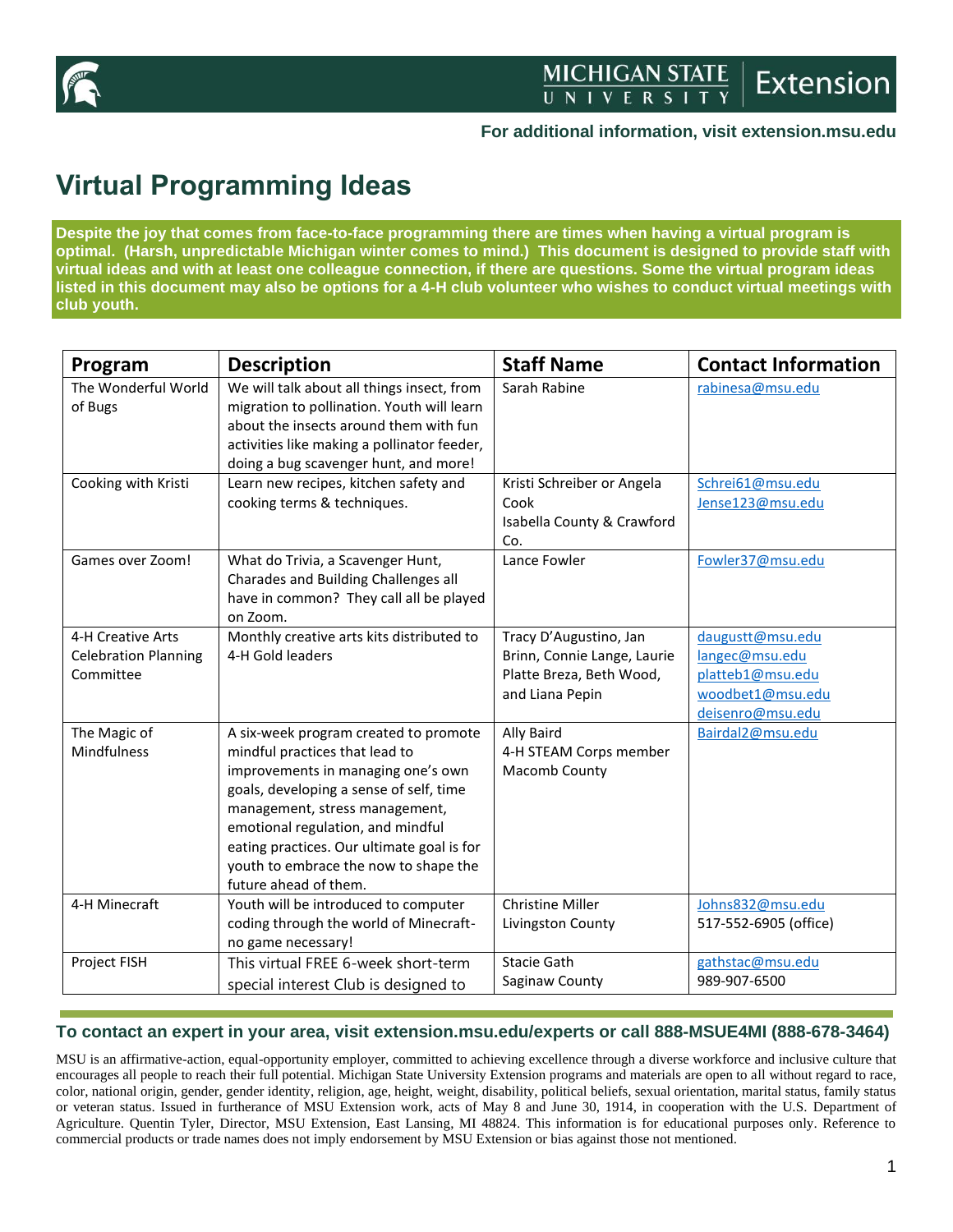For additional information, visit extension.msu.edu

# Virtual Programming Ideas

**Despite the joy that comes from face-to-face programming there are times when having a virtual program is optimal. (Harsh, unpredictable Michigan winter comes to mind.) This document is designed to provide staff with virtual ideas and with at least one colleague connection, if there are questions. Some the virtual program ideas listed in this document may also be options for a 4-H club volunteer who wishes to conduct virtual meetings with club youth.**

| Program | Description | Staff Name | Contact Information |
|---|---|---|---|
| The Wonderful World of Bugs | We will talk about all things insect, from migration to pollination. Youth will learn about the insects around them with fun activities like making a pollinator feeder, doing a bug scavenger hunt, and more! | Sarah Rabine | rabinesa@msu.edu |
| Cooking with Kristi | Learn new recipes, kitchen safety and cooking terms & techniques. | Kristi Schreiber or Angela Cook<br>Isabella County & Crawford Co. | Schrei61@msu.edu<br>Jense123@msu.edu |
| Games over Zoom! | What do Trivia, a Scavenger Hunt, Charades and Building Challenges all have in common? They call all be played on Zoom. | Lance Fowler | Fowler37@msu.edu |
| 4-H Creative Arts Celebration Planning Committee | Monthly creative arts kits distributed to 4-H Gold leaders | Tracy D'Augustino, Jan Brinn, Connie Lange, Laurie Platte Breza, Beth Wood, and Liana Pepin | daugustt@msu.edu<br>langec@msu.edu<br>platteb1@msu.edu<br>woodbet1@msu.edu<br>deisenro@msu.edu |
| The Magic of Mindfulness | A six-week program created to promote mindful practices that lead to improvements in managing one's own goals, developing a sense of self, time management, stress management, emotional regulation, and mindful eating practices. Our ultimate goal is for youth to embrace the now to shape the future ahead of them. | Ally Baird<br>4-H STEAM Corps member<br>Macomb County | Bairdal2@msu.edu |
| 4-H Minecraft | Youth will be introduced to computer coding through the world of Minecraft- no game necessary! | Christine Miller<br>Livingston County | Johns832@msu.edu<br>517-552-6905 (office) |
| Project FISH | This virtual FREE 6-week short-term special interest Club is designed to | Stacie Gath<br>Saginaw County | gathstac@msu.edu<br>989-907-6500 |

**To contact an expert in your area, visit extension.msu.edu/experts or call 888-MSUE4MI (888-678-3464)**

MSU is an affirmative-action, equal-opportunity employer, committed to achieving excellence through a diverse workforce and inclusive culture that encourages all people to reach their full potential. Michigan State University Extension programs and materials are open to all without regard to race, color, national origin, gender, gender identity, religion, age, height, weight, disability, political beliefs, sexual orientation, marital status, family status or veteran status. Issued in furtherance of MSU Extension work, acts of May 8 and June 30, 1914, in cooperation with the U.S. Department of Agriculture. Quentin Tyler, Director, MSU Extension, East Lansing, MI 48824. This information is for educational purposes only. Reference to commercial products or trade names does not imply endorsement by MSU Extension or bias against those not mentioned.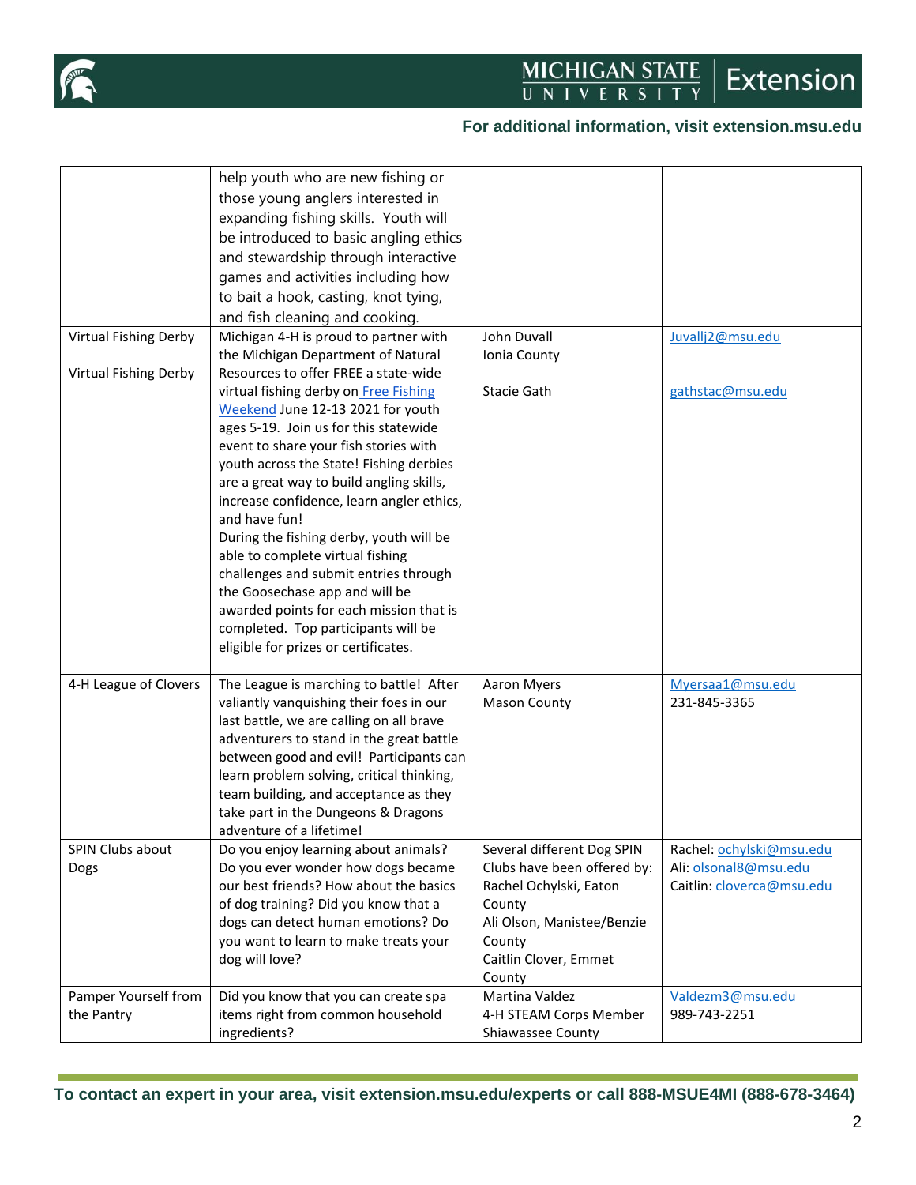| | | | |
|---|---|---|---|
| | help youth who are new fishing or those young anglers interested in expanding fishing skills. Youth will be introduced to basic angling ethics and stewardship through interactive games and activities including how to bait a hook, casting, knot tying, and fish cleaning and cooking. | | |
| Virtual Fishing Derby<br><br>Virtual Fishing Derby | Michigan 4-H is proud to partner with the Michigan Department of Natural Resources to offer FREE a state-wide virtual fishing derby on Free Fishing Weekend June 12-13 2021 for youth ages 5-19. Join us for this statewide event to share your fish stories with youth across the State! Fishing derbies are a great way to build angling skills, increase confidence, learn angler ethics, and have fun!<br>During the fishing derby, youth will be able to complete virtual fishing challenges and submit entries through the Goosechase app and will be awarded points for each mission that is completed. Top participants will be eligible for prizes or certificates. | John Duvall<br>Ionia County<br><br>Stacie Gath | Juvallj2@msu.edu<br><br><br>gathstac@msu.edu |
| 4-H League of Clovers | The League is marching to battle! After valiantly vanquishing their foes in our last battle, we are calling on all brave adventurers to stand in the great battle between good and evil! Participants can learn problem solving, critical thinking, team building, and acceptance as they take part in the Dungeons & Dragons adventure of a lifetime! | Aaron Myers<br>Mason County | Myersaa1@msu.edu<br>231-845-3365 |
| SPIN Clubs about Dogs | Do you enjoy learning about animals? Do you ever wonder how dogs became our best friends? How about the basics of dog training? Did you know that a dogs can detect human emotions? Do you want to learn to make treats your dog will love? | Several different Dog SPIN Clubs have been offered by:<br>Rachel Ochylski, Eaton County<br>Ali Olson, Manistee/Benzie County<br>Caitlin Clover, Emmet County | Rachel: ochylski@msu.edu<br>Ali: olsonal8@msu.edu<br>Caitlin: cloverca@msu.edu |
| Pamper Yourself from the Pantry | Did you know that you can create spa items right from common household ingredients? | Martina Valdez<br>4-H STEAM Corps Member<br>Shiawassee County | Valdezm3@msu.edu<br>989-743-2251 |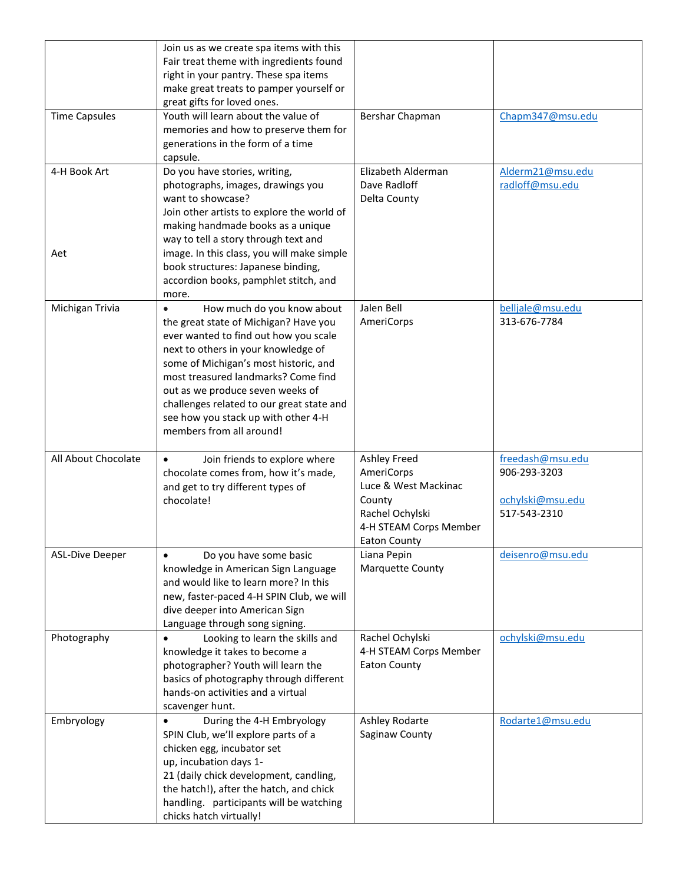| | | | |
|---|---|---|---|
| | Join us as we create spa items with this Fair treat theme with ingredients found right in your pantry. These spa items make great treats to pamper yourself or great gifts for loved ones. | | |
| Time Capsules | Youth will learn about the value of memories and how to preserve them for generations in the form of a time capsule. | Bershar Chapman | Chapm347@msu.edu |
| 4-H Book Art<br><br>Aet | Do you have stories, writing, photographs, images, drawings you want to showcase?<br>Join other artists to explore the world of making handmade books as a unique way to tell a story through text and image. In this class, you will make simple book structures: Japanese binding, accordion books, pamphlet stitch, and more. | Elizabeth Alderman<br>Dave Radloff<br>Delta County | Alderm21@msu.edu<br>radloff@msu.edu |
| Michigan Trivia | • How much do you know about the great state of Michigan? Have you ever wanted to find out how you scale next to others in your knowledge of some of Michigan's most historic, and most treasured landmarks? Come find out as we produce seven weeks of challenges related to our great state and see how you stack up with other 4-H members from all around! | Jalen Bell<br>AmeriCorps | belljale@msu.edu<br>313-676-7784 |
| All About Chocolate | • Join friends to explore where chocolate comes from, how it's made, and get to try different types of chocolate! | Ashley Freed<br>AmeriCorps<br>Luce & West Mackinac County<br>Rachel Ochylski<br>4-H STEAM Corps Member<br>Eaton County | freedash@msu.edu<br>906-293-3203<br><br>ochylski@msu.edu<br>517-543-2310 |
| ASL-Dive Deeper | • Do you have some basic knowledge in American Sign Language and would like to learn more? In this new, faster-paced 4-H SPIN Club, we will dive deeper into American Sign Language through song signing. | Liana Pepin<br>Marquette County | deisenro@msu.edu |
| Photography | • Looking to learn the skills and knowledge it takes to become a photographer? Youth will learn the basics of photography through different hands-on activities and a virtual scavenger hunt. | Rachel Ochylski<br>4-H STEAM Corps Member<br>Eaton County | ochylski@msu.edu |
| Embryology | • During the 4-H Embryology SPIN Club, we'll explore parts of a chicken egg, incubator set up, incubation days 1-21 (daily chick development, candling, the hatch!), after the hatch, and chick handling. participants will be watching chicks hatch virtually! | Ashley Rodarte<br>Saginaw County | Rodarte1@msu.edu |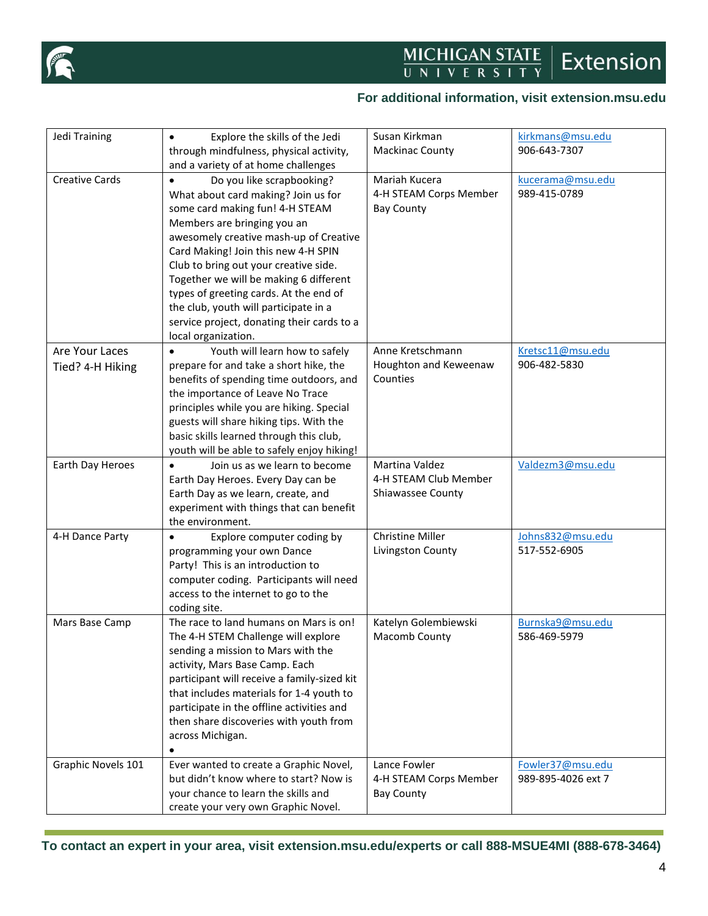| Jedi Training | • Explore the skills of the Jedi through mindfulness, physical activity, and a variety of at home challenges | Susan Kirkman<br>Mackinac County | kirkmans@msu.edu<br>906-643-7307 |
|---|---|---|---|
| Creative Cards | • Do you like scrapbooking? What about card making? Join us for some card making fun! 4-H STEAM Members are bringing you an awesomely creative mash-up of Creative Card Making! Join this new 4-H SPIN Club to bring out your creative side. Together we will be making 6 different types of greeting cards. At the end of the club, youth will participate in a service project, donating their cards to a local organization. | Mariah Kucera<br>4-H STEAM Corps Member<br>Bay County | kucerama@msu.edu<br>989-415-0789 |
| Are Your Laces Tied? 4-H Hiking | • Youth will learn how to safely prepare for and take a short hike, the benefits of spending time outdoors, and the importance of Leave No Trace principles while you are hiking. Special guests will share hiking tips. With the basic skills learned through this club, youth will be able to safely enjoy hiking! | Anne Kretschmann<br>Houghton and Keweenaw Counties | Kretsc11@msu.edu<br>906-482-5830 |
| Earth Day Heroes | • Join us as we learn to become Earth Day Heroes. Every Day can be Earth Day as we learn, create, and experiment with things that can benefit the environment. | Martina Valdez<br>4-H STEAM Club Member<br>Shiawassee County | Valdezm3@msu.edu |
| 4-H Dance Party | • Explore computer coding by programming your own Dance Party! This is an introduction to computer coding. Participants will need access to the internet to go to the coding site. | Christine Miller<br>Livingston County | Johns832@msu.edu<br>517-552-6905 |
| Mars Base Camp | The race to land humans on Mars is on! The 4-H STEM Challenge will explore sending a mission to Mars with the activity, Mars Base Camp. Each participant will receive a family-sized kit that includes materials for 1-4 youth to participate in the offline activities and then share discoveries with youth from across Michigan.<br>• | Katelyn Golembiewski<br>Macomb County | Burnska9@msu.edu<br>586-469-5979 |
| Graphic Novels 101 | Ever wanted to create a Graphic Novel, but didn't know where to start? Now is your chance to learn the skills and create your very own Graphic Novel. | Lance Fowler<br>4-H STEAM Corps Member<br>Bay County | Fowler37@msu.edu<br>989-895-4026 ext 7 |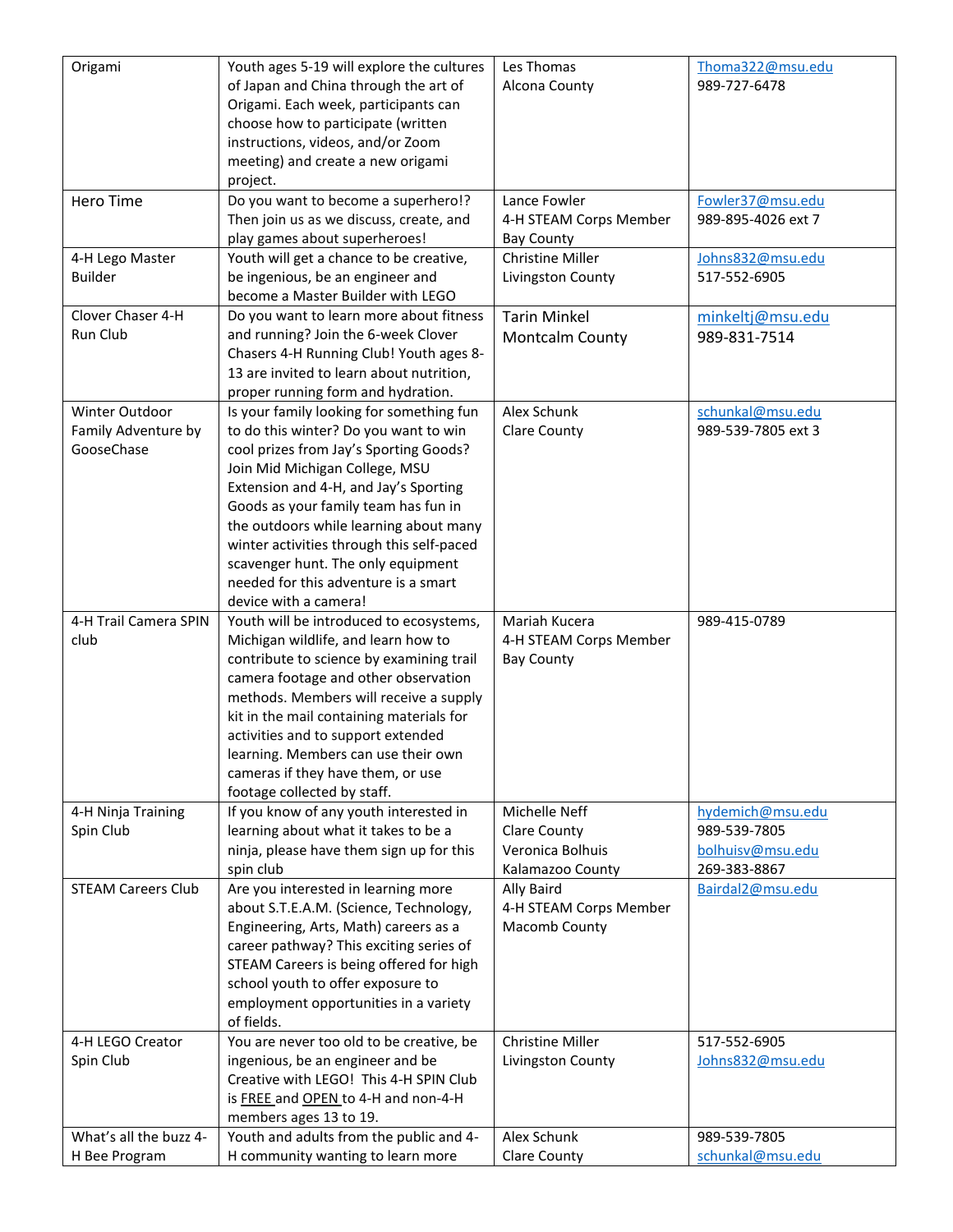| Origami | Youth ages 5-19 will explore the cultures of Japan and China through the art of Origami. Each week, participants can choose how to participate (written instructions, videos, and/or Zoom meeting) and create a new origami project. | Les Thomas<br>Alcona County | Thoma322@msu.edu<br>989-727-6478 |
|---|---|---|---|
| Hero Time | Do you want to become a superhero!? Then join us as we discuss, create, and play games about superheroes! | Lance Fowler<br>4-H STEAM Corps Member<br>Bay County | Fowler37@msu.edu<br>989-895-4026 ext 7 |
| 4-H Lego Master Builder | Youth will get a chance to be creative, be ingenious, be an engineer and become a Master Builder with LEGO | Christine Miller<br>Livingston County | Johns832@msu.edu<br>517-552-6905 |
| Clover Chaser 4-H Run Club | Do you want to learn more about fitness and running? Join the 6-week Clover Chasers 4-H Running Club! Youth ages 8-13 are invited to learn about nutrition, proper running form and hydration. | Tarin Minkel<br>Montcalm County | minkeltj@msu.edu<br>989-831-7514 |
| Winter Outdoor Family Adventure by GooseChase | Is your family looking for something fun to do this winter? Do you want to win cool prizes from Jay's Sporting Goods? Join Mid Michigan College, MSU Extension and 4-H, and Jay's Sporting Goods as your family team has fun in the outdoors while learning about many winter activities through this self-paced scavenger hunt. The only equipment needed for this adventure is a smart device with a camera! | Alex Schunk<br>Clare County | schunkal@msu.edu<br>989-539-7805 ext 3 |
| 4-H Trail Camera SPIN club | Youth will be introduced to ecosystems, Michigan wildlife, and learn how to contribute to science by examining trail camera footage and other observation methods. Members will receive a supply kit in the mail containing materials for activities and to support extended learning. Members can use their own cameras if they have them, or use footage collected by staff. | Mariah Kucera<br>4-H STEAM Corps Member<br>Bay County | 989-415-0789 |
| 4-H Ninja Training Spin Club | If you know of any youth interested in learning about what it takes to be a ninja, please have them sign up for this spin club | Michelle Neff<br>Clare County<br>Veronica Bolhuis<br>Kalamazoo County | hydemich@msu.edu<br>989-539-7805<br>bolhuisv@msu.edu<br>269-383-8867 |
| STEAM Careers Club | Are you interested in learning more about S.T.E.A.M. (Science, Technology, Engineering, Arts, Math) careers as a career pathway? This exciting series of STEAM Careers is being offered for high school youth to offer exposure to employment opportunities in a variety of fields. | Ally Baird<br>4-H STEAM Corps Member<br>Macomb County | Bairdal2@msu.edu |
| 4-H LEGO Creator Spin Club | You are never too old to be creative, be ingenious, be an engineer and be Creative with LEGO! This 4-H SPIN Club is FREE and OPEN to 4-H and non-4-H members ages 13 to 19. | Christine Miller<br>Livingston County | 517-552-6905<br>Johns832@msu.edu |
| What's all the buzz 4-H Bee Program | Youth and adults from the public and 4-H community wanting to learn more | Alex Schunk<br>Clare County | 989-539-7805<br>schunkal@msu.edu |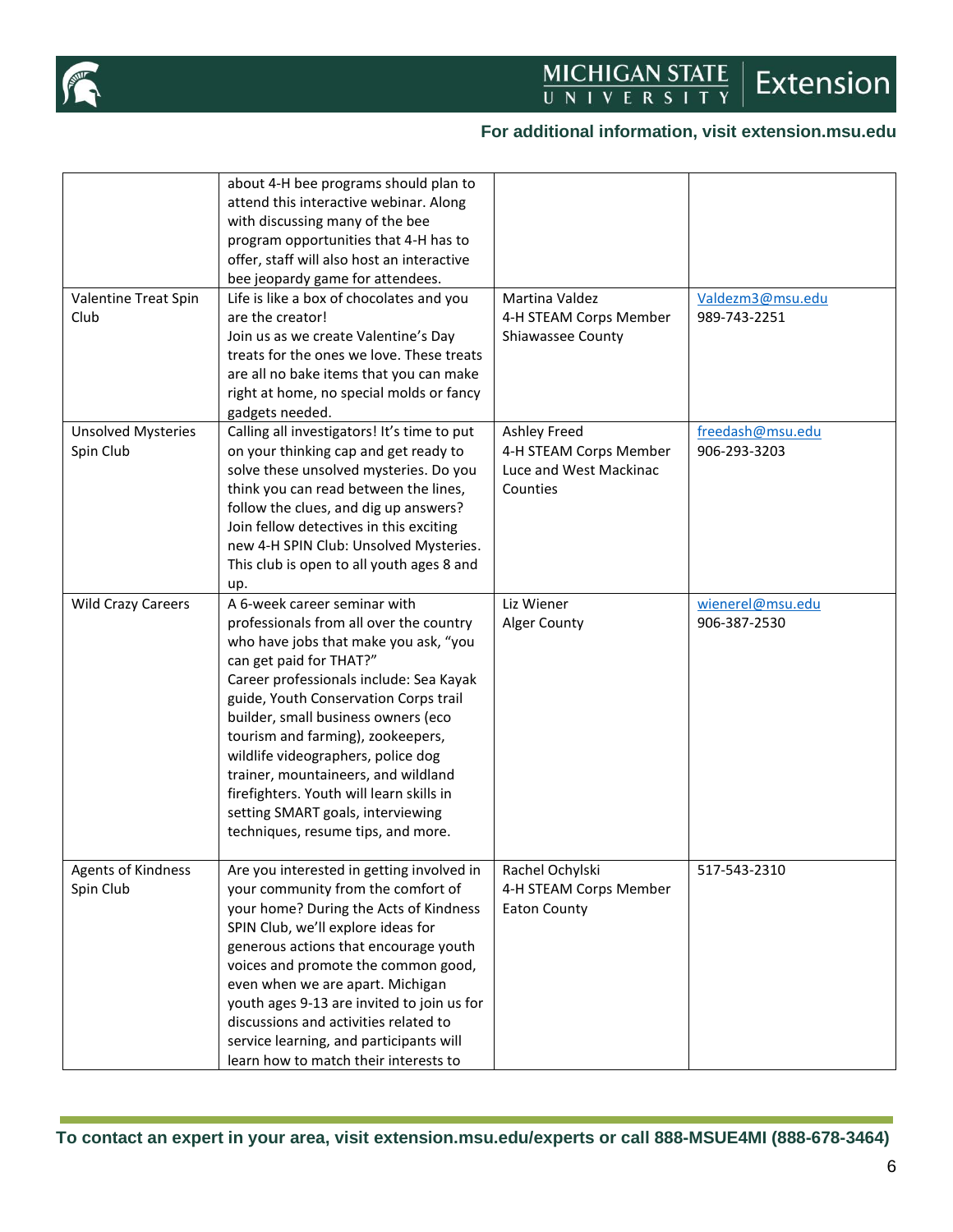| | | | |
|---|---|---|---|
| | about 4-H bee programs should plan to attend this interactive webinar. Along with discussing many of the bee program opportunities that 4-H has to offer, staff will also host an interactive bee jeopardy game for attendees. | | |
| Valentine Treat Spin Club | Life is like a box of chocolates and you are the creator!<br>Join us as we create Valentine's Day treats for the ones we love. These treats are all no bake items that you can make right at home, no special molds or fancy gadgets needed. | Martina Valdez<br>4-H STEAM Corps Member<br>Shiawassee County | Valdezm3@msu.edu<br>989-743-2251 |
| Unsolved Mysteries Spin Club | Calling all investigators! It's time to put on your thinking cap and get ready to solve these unsolved mysteries. Do you think you can read between the lines, follow the clues, and dig up answers? Join fellow detectives in this exciting new 4-H SPIN Club: Unsolved Mysteries. This club is open to all youth ages 8 and up. | Ashley Freed<br>4-H STEAM Corps Member<br>Luce and West Mackinac Counties | freedash@msu.edu<br>906-293-3203 |
| Wild Crazy Careers | A 6-week career seminar with professionals from all over the country who have jobs that make you ask, "you can get paid for THAT?"<br>Career professionals include: Sea Kayak guide, Youth Conservation Corps trail builder, small business owners (eco tourism and farming), zookeepers, wildlife videographers, police dog trainer, mountaineers, and wildland firefighters. Youth will learn skills in setting SMART goals, interviewing techniques, resume tips, and more. | Liz Wiener<br>Alger County | wienerel@msu.edu<br>906-387-2530 |
| Agents of Kindness Spin Club | Are you interested in getting involved in your community from the comfort of your home? During the Acts of Kindness SPIN Club, we'll explore ideas for generous actions that encourage youth voices and promote the common good, even when we are apart. Michigan youth ages 9-13 are invited to join us for discussions and activities related to service learning, and participants will learn how to match their interests to | Rachel Ochylski<br>4-H STEAM Corps Member<br>Eaton County | 517-543-2310 |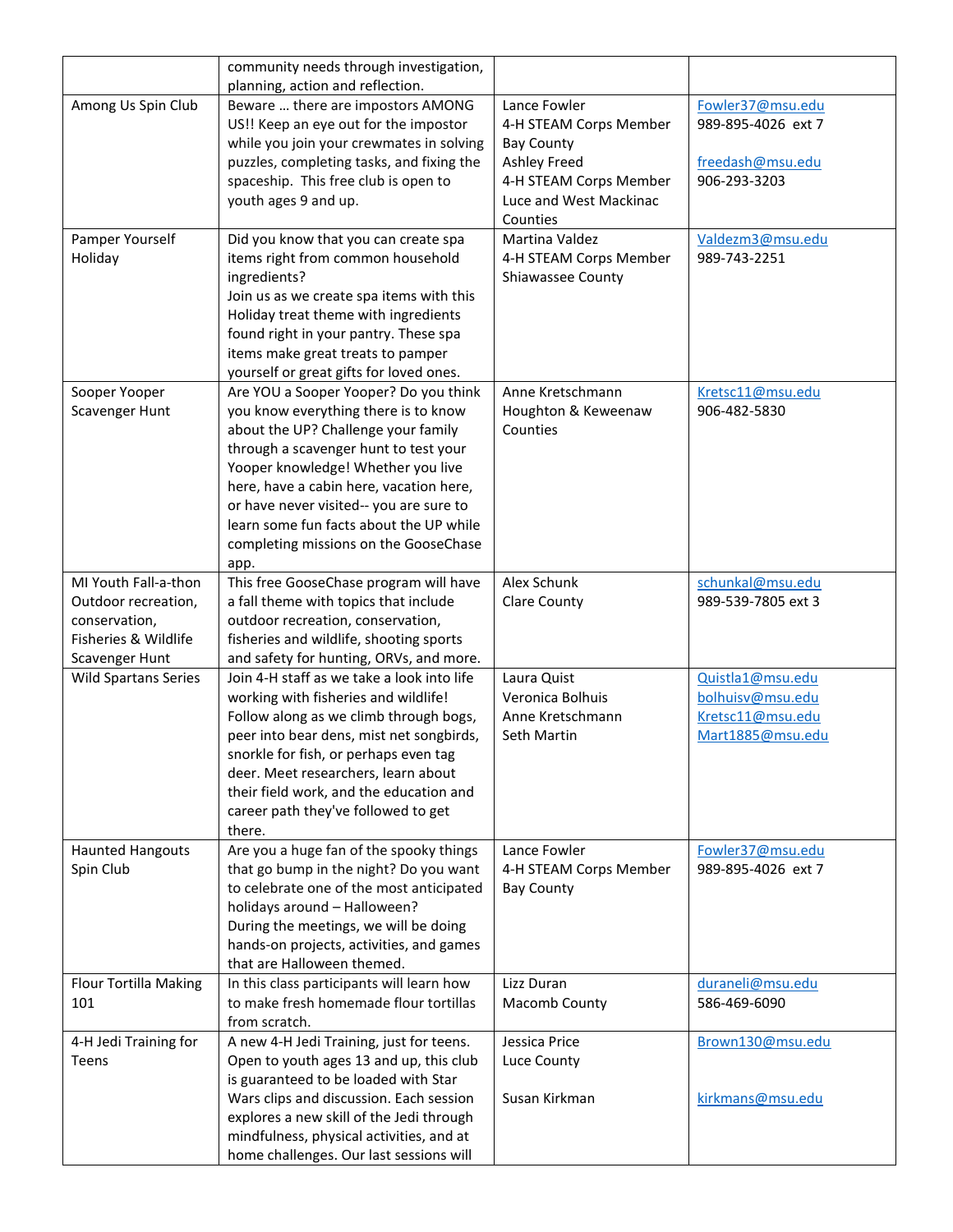| | | | |
|---|---|---|---|
| | community needs through investigation, planning, action and reflection. | | |
| Among Us Spin Club | Beware … there are impostors AMONG US!! Keep an eye out for the impostor while you join your crewmates in solving puzzles, completing tasks, and fixing the spaceship. This free club is open to youth ages 9 and up. | Lance Fowler<br>4-H STEAM Corps Member<br>Bay County<br>Ashley Freed<br>4-H STEAM Corps Member<br>Luce and West Mackinac Counties | Fowler37@msu.edu<br>989-895-4026 ext 7<br><br>freedash@msu.edu<br>906-293-3203 |
| Pamper Yourself Holiday | Did you know that you can create spa items right from common household ingredients?<br>Join us as we create spa items with this Holiday treat theme with ingredients found right in your pantry. These spa items make great treats to pamper yourself or great gifts for loved ones. | Martina Valdez<br>4-H STEAM Corps Member<br>Shiawassee County | Valdezm3@msu.edu<br>989-743-2251 |
| Sooper Yooper Scavenger Hunt | Are YOU a Sooper Yooper? Do you think you know everything there is to know about the UP? Challenge your family through a scavenger hunt to test your Yooper knowledge! Whether you live here, have a cabin here, vacation here, or have never visited-- you are sure to learn some fun facts about the UP while completing missions on the GooseChase app. | Anne Kretschmann<br>Houghton & Keweenaw Counties | Kretsc11@msu.edu<br>906-482-5830 |
| MI Youth Fall-a-thon Outdoor recreation, conservation, Fisheries & Wildlife Scavenger Hunt | This free GooseChase program will have a fall theme with topics that include outdoor recreation, conservation, fisheries and wildlife, shooting sports and safety for hunting, ORVs, and more. | Alex Schunk<br>Clare County | schunkal@msu.edu<br>989-539-7805 ext 3 |
| Wild Spartans Series | Join 4-H staff as we take a look into life working with fisheries and wildlife! Follow along as we climb through bogs, peer into bear dens, mist net songbirds, snorkle for fish, or perhaps even tag deer. Meet researchers, learn about their field work, and the education and career path they've followed to get there. | Laura Quist<br>Veronica Bolhuis<br>Anne Kretschmann<br>Seth Martin | Quistla1@msu.edu<br>bolhuisv@msu.edu<br>Kretsc11@msu.edu<br>Mart1885@msu.edu |
| Haunted Hangouts Spin Club | Are you a huge fan of the spooky things that go bump in the night? Do you want to celebrate one of the most anticipated holidays around – Halloween?<br>During the meetings, we will be doing hands-on projects, activities, and games that are Halloween themed. | Lance Fowler<br>4-H STEAM Corps Member<br>Bay County | Fowler37@msu.edu<br>989-895-4026 ext 7 |
| Flour Tortilla Making 101 | In this class participants will learn how to make fresh homemade flour tortillas from scratch. | Lizz Duran<br>Macomb County | duraneli@msu.edu<br>586-469-6090 |
| 4-H Jedi Training for Teens | A new 4-H Jedi Training, just for teens. Open to youth ages 13 and up, this club is guaranteed to be loaded with Star Wars clips and discussion. Each session explores a new skill of the Jedi through mindfulness, physical activities, and at home challenges. Our last sessions will | Jessica Price<br>Luce County<br><br>Susan Kirkman | Brown130@msu.edu<br><br><br>kirkmans@msu.edu |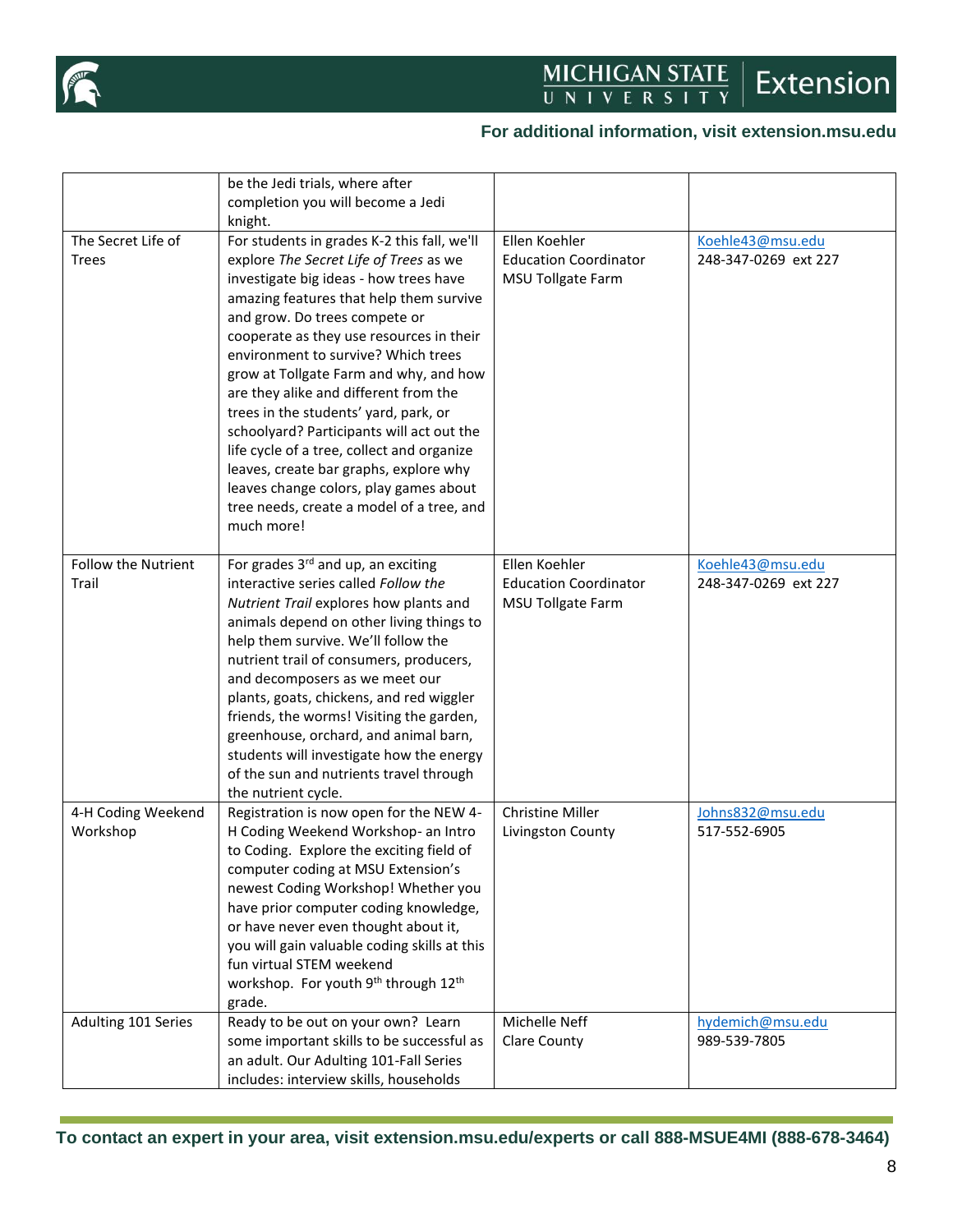| | | | |
|---|---|---|---|
| | be the Jedi trials, where after completion you will become a Jedi knight. | | |
| The Secret Life of Trees | For students in grades K-2 this fall, we'll explore *The Secret Life of Trees* as we investigate big ideas - how trees have amazing features that help them survive and grow. Do trees compete or cooperate as they use resources in their environment to survive? Which trees grow at Tollgate Farm and why, and how are they alike and different from the trees in the students' yard, park, or schoolyard? Participants will act out the life cycle of a tree, collect and organize leaves, create bar graphs, explore why leaves change colors, play games about tree needs, create a model of a tree, and much more! | Ellen Koehler<br>Education Coordinator<br>MSU Tollgate Farm | Koehle43@msu.edu<br>248-347-0269 ext 227 |
| Follow the Nutrient Trail | For grades 3rd and up, an exciting interactive series called *Follow the Nutrient Trail* explores how plants and animals depend on other living things to help them survive. We'll follow the nutrient trail of consumers, producers, and decomposers as we meet our plants, goats, chickens, and red wiggler friends, the worms! Visiting the garden, greenhouse, orchard, and animal barn, students will investigate how the energy of the sun and nutrients travel through the nutrient cycle. | Ellen Koehler<br>Education Coordinator<br>MSU Tollgate Farm | Koehle43@msu.edu<br>248-347-0269 ext 227 |
| 4-H Coding Weekend Workshop | Registration is now open for the NEW 4-H Coding Weekend Workshop- an Intro to Coding. Explore the exciting field of computer coding at MSU Extension's newest Coding Workshop! Whether you have prior computer coding knowledge, or have never even thought about it, you will gain valuable coding skills at this fun virtual STEM weekend workshop. For youth 9th through 12th grade. | Christine Miller<br>Livingston County | Johns832@msu.edu<br>517-552-6905 |
| Adulting 101 Series | Ready to be out on your own? Learn some important skills to be successful as an adult. Our Adulting 101-Fall Series includes: interview skills, households | Michelle Neff<br>Clare County | hydemich@msu.edu<br>989-539-7805 |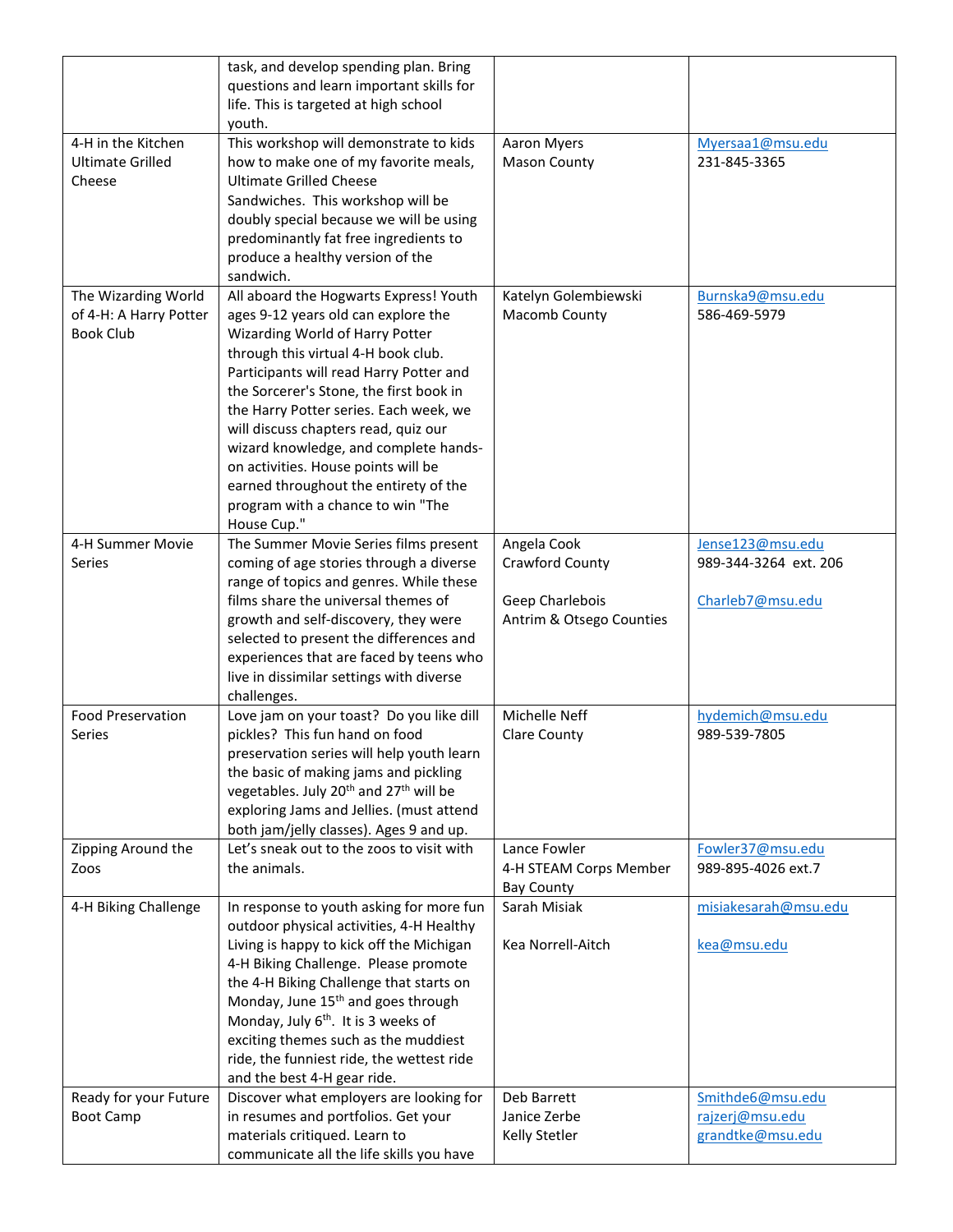| | | | |
|---|---|---|---|
| | task, and develop spending plan. Bring questions and learn important skills for life. This is targeted at high school youth. | | |
| 4-H in the Kitchen Ultimate Grilled Cheese | This workshop will demonstrate to kids how to make one of my favorite meals, Ultimate Grilled Cheese Sandwiches. This workshop will be doubly special because we will be using predominantly fat free ingredients to produce a healthy version of the sandwich. | Aaron Myers<br>Mason County | Myersaa1@msu.edu<br>231-845-3365 |
| The Wizarding World of 4-H: A Harry Potter Book Club | All aboard the Hogwarts Express! Youth ages 9-12 years old can explore the Wizarding World of Harry Potter through this virtual 4-H book club. Participants will read Harry Potter and the Sorcerer's Stone, the first book in the Harry Potter series. Each week, we will discuss chapters read, quiz our wizard knowledge, and complete hands-on activities. House points will be earned throughout the entirety of the program with a chance to win "The House Cup." | Katelyn Golembiewski<br>Macomb County | Burnska9@msu.edu<br>586-469-5979 |
| 4-H Summer Movie Series | The Summer Movie Series films present coming of age stories through a diverse range of topics and genres. While these films share the universal themes of growth and self-discovery, they were selected to present the differences and experiences that are faced by teens who live in dissimilar settings with diverse challenges. | Angela Cook<br>Crawford County<br><br>Geep Charlebois<br>Antrim & Otsego Counties | Jense123@msu.edu<br>989-344-3264 ext. 206<br><br>Charleb7@msu.edu |
| Food Preservation Series | Love jam on your toast? Do you like dill pickles? This fun hand on food preservation series will help youth learn the basic of making jams and pickling vegetables. July 20th and 27th will be exploring Jams and Jellies. (must attend both jam/jelly classes). Ages 9 and up. | Michelle Neff<br>Clare County | hydemich@msu.edu<br>989-539-7805 |
| Zipping Around the Zoos | Let's sneak out to the zoos to visit with the animals. | Lance Fowler<br>4-H STEAM Corps Member<br>Bay County | Fowler37@msu.edu<br>989-895-4026 ext.7 |
| 4-H Biking Challenge | In response to youth asking for more fun outdoor physical activities, 4-H Healthy Living is happy to kick off the Michigan 4-H Biking Challenge. Please promote the 4-H Biking Challenge that starts on Monday, June 15th and goes through Monday, July 6th. It is 3 weeks of exciting themes such as the muddiest ride, the funniest ride, the wettest ride and the best 4-H gear ride. | Sarah Misiak<br><br>Kea Norrell-Aitch | misiakesarah@msu.edu<br><br>kea@msu.edu |
| Ready for your Future Boot Camp | Discover what employers are looking for in resumes and portfolios. Get your materials critiqued. Learn to communicate all the life skills you have | Deb Barrett<br>Janice Zerbe<br>Kelly Stetler | Smithde6@msu.edu<br>rajzerj@msu.edu<br>grandtke@msu.edu |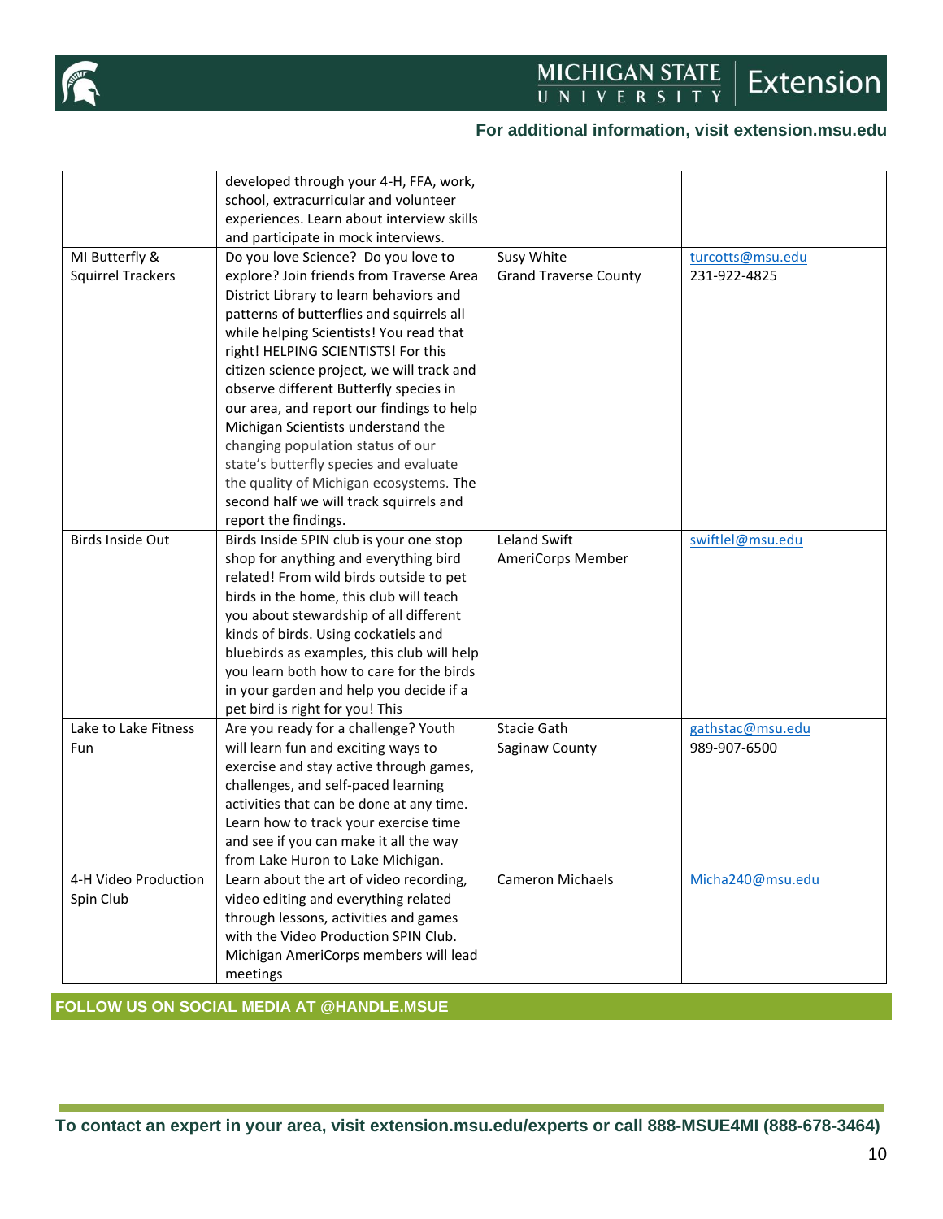| | | | |
|---|---|---|---|
| | developed through your 4-H, FFA, work, school, extracurricular and volunteer experiences. Learn about interview skills and participate in mock interviews. | | |
| MI Butterfly & Squirrel Trackers | Do you love Science? Do you love to explore? Join friends from Traverse Area District Library to learn behaviors and patterns of butterflies and squirrels all while helping Scientists! You read that right! HELPING SCIENTISTS! For this citizen science project, we will track and observe different Butterfly species in our area, and report our findings to help Michigan Scientists understand the changing population status of our state's butterfly species and evaluate the quality of Michigan ecosystems. The second half we will track squirrels and report the findings. | Susy White<br>Grand Traverse County | turcotts@msu.edu<br>231-922-4825 |
| Birds Inside Out | Birds Inside SPIN club is your one stop shop for anything and everything bird related! From wild birds outside to pet birds in the home, this club will teach you about stewardship of all different kinds of birds. Using cockatiels and bluebirds as examples, this club will help you learn both how to care for the birds in your garden and help you decide if a pet bird is right for you! This | Leland Swift<br>AmeriCorps Member | swiftlel@msu.edu |
| Lake to Lake Fitness Fun | Are you ready for a challenge? Youth will learn fun and exciting ways to exercise and stay active through games, challenges, and self-paced learning activities that can be done at any time. Learn how to track your exercise time and see if you can make it all the way from Lake Huron to Lake Michigan. | Stacie Gath<br>Saginaw County | gathstac@msu.edu<br>989-907-6500 |
| 4-H Video Production Spin Club | Learn about the art of video recording, video editing and everything related through lessons, activities and games with the Video Production SPIN Club. Michigan AmeriCorps members will lead meetings | Cameron Michaels | Micha240@msu.edu |